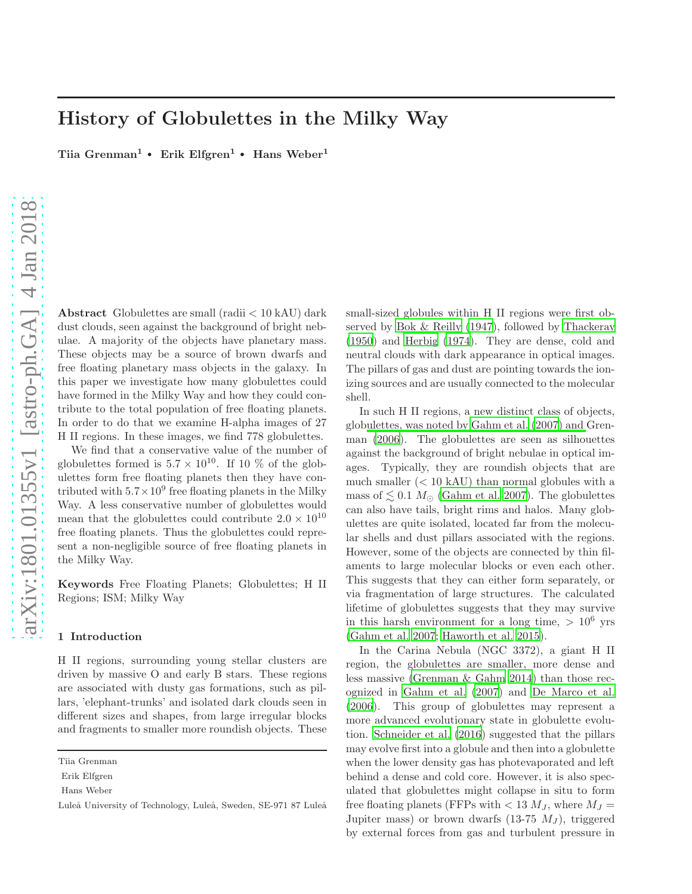# History of Globulettes in the Milky Way

**Tiia Grenman[1] • Erik Elfgren[1] • Hans Weber[1]**

**Abstract** Globulettes are small (radii < 10 kAU) dark dust clouds, seen against the background of bright nebulae. A majority of the objects have planetary mass. These objects may be a source of brown dwarfs and free floating planetary mass objects in the galaxy. In this paper we investigate how many globulettes could have formed in the Milky Way and how they could contribute to the total population of free floating planets. In order to do that we examine H-alpha images of 27 H II regions. In these images, we find 778 globulettes.

We find that a conservative value of the number of globulettes formed is $5.7 \times 10^{10}$. If 10 % of the globulettes form free floating planets then they have contributed with $5.7 \times 10^{9}$ free floating planets in the Milky Way. A less conservative number of globulettes would mean that the globulettes could contribute $2.0 \times 10^{10}$ free floating planets. Thus the globulettes could represent a non-negligible source of free floating planets in the Milky Way.

**Keywords** Free Floating Planets; Globulettes; H II Regions; ISM; Milky Way

## 1 Introduction

H II regions, surrounding young stellar clusters are driven by massive O and early B stars. These regions are associated with dusty gas formations, such as pillars, 'elephant-trunks' and isolated dark clouds seen in different sizes and shapes, from large irregular blocks and fragments to smaller more roundish objects. These small-sized globules within H II regions were first observed by Bok & Reilly (1947), followed by Thackeray (1950) and Herbig (1974). They are dense, cold and neutral clouds with dark appearance in optical images. The pillars of gas and dust are pointing towards the ionizing sources and are usually connected to the molecular shell.

In such H II regions, a new distinct class of objects, globulettes, was noted by Gahm et al. (2007) and Grenman (2006). The globulettes are seen as silhouettes against the background of bright nebulae in optical images. Typically, they are roundish objects that are much smaller (< 10 kAU) than normal globules with a mass of $\lesssim 0.1\ M_{\odot}$ (Gahm et al. 2007). The globulettes can also have tails, bright rims and halos. Many globulettes are quite isolated, located far from the molecular shells and dust pillars associated with the regions. However, some of the objects are connected by thin filaments to large molecular blocks or even each other. This suggests that they can either form separately, or via fragmentation of large structures. The calculated lifetime of globulettes suggests that they may survive in this harsh environment for a long time, $> 10^{6}$ yrs (Gahm et al. 2007; Haworth et al. 2015).

In the Carina Nebula (NGC 3372), a giant H II region, the globulettes are smaller, more dense and less massive (Grenman & Gahm 2014) than those recognized in Gahm et al. (2007) and De Marco et al. (2006). This group of globulettes may represent a more advanced evolutionary state in globulette evolution. Schneider et al. (2016) suggested that the pillars may evolve first into a globule and then into a globulette when the lower density gas has photevaporated and left behind a dense and cold core. However, it is also speculated that globulettes might collapse in situ to form free floating planets (FFPs with $< 13\ M_J$, where $M_J$ = Jupiter mass) or brown dwarfs (13-75 $M_J$), triggered by external forces from gas and turbulent pressure in

Tiia Grenman

Erik Elfgren

Hans Weber

Luleå University of Technology, Luleå, Sweden, SE-971 87 Luleå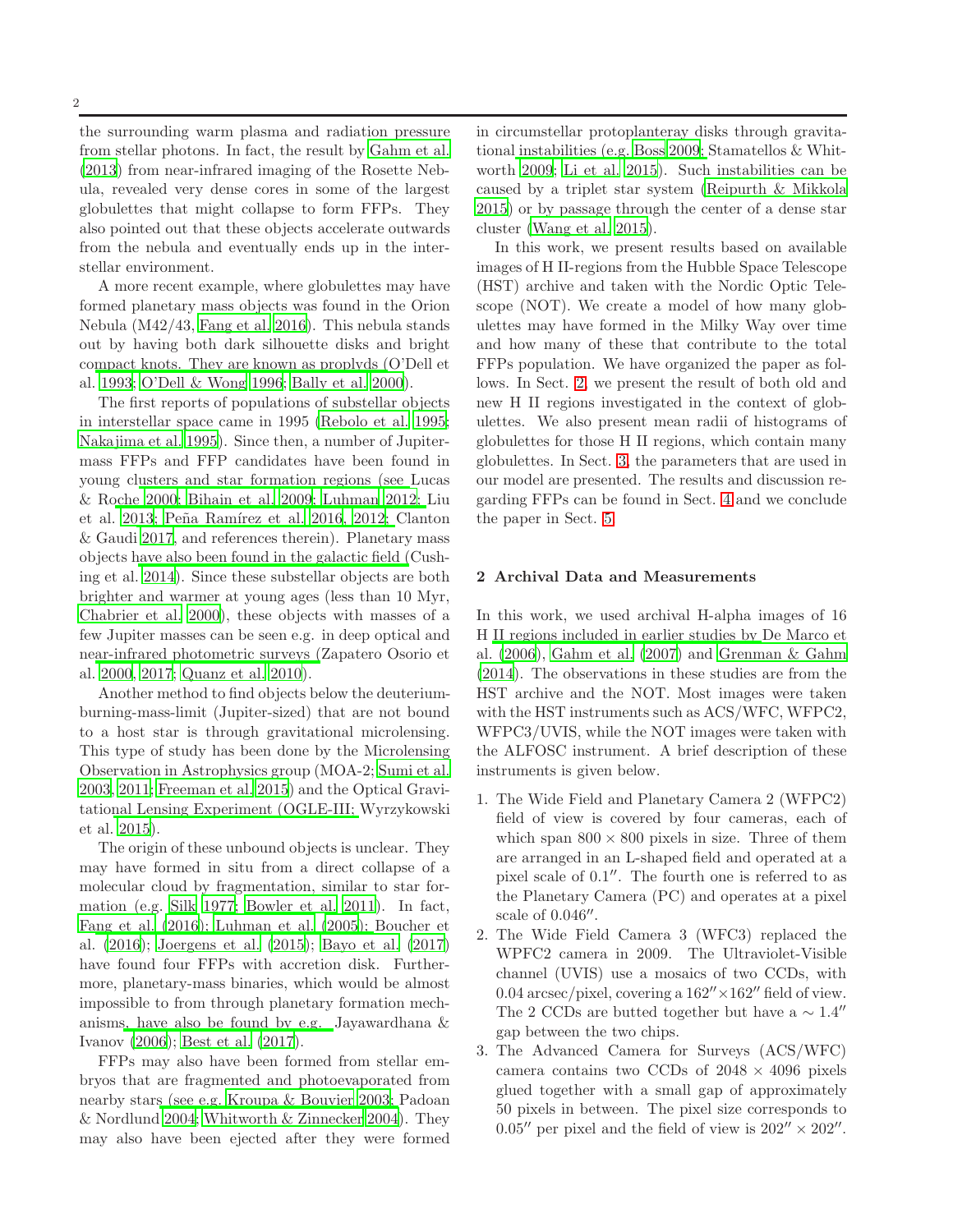the surrounding warm plasma and radiation pressure from stellar photons. In fact, the result by Gahm et al. (2013) from near-infrared imaging of the Rosette Nebula, revealed very dense cores in some of the largest globulettes that might collapse to form FFPs. They also pointed out that these objects accelerate outwards from the nebula and eventually ends up in the interstellar environment.

A more recent example, where globulettes may have formed planetary mass objects was found in the Orion Nebula (M42/43, Fang et al. 2016). This nebula stands out by having both dark silhouette disks and bright compact knots. They are known as proplyds (O'Dell et al. 1993; O'Dell & Wong 1996; Bally et al. 2000).

The first reports of populations of substellar objects in interstellar space came in 1995 (Rebolo et al. 1995; Nakajima et al. 1995). Since then, a number of Jupiter-mass FFPs and FFP candidates have been found in young clusters and star formation regions (see Lucas & Roche 2000; Bihain et al. 2009; Luhman 2012; Liu et al. 2013; Peña Ramírez et al. 2016, 2012; Clanton & Gaudi 2017, and references therein). Planetary mass objects have also been found in the galactic field (Cushing et al. 2014). Since these substellar objects are both brighter and warmer at young ages (less than 10 Myr, Chabrier et al. 2000), these objects with masses of a few Jupiter masses can be seen e.g. in deep optical and near-infrared photometric surveys (Zapatero Osorio et al. 2000, 2017; Quanz et al. 2010).

Another method to find objects below the deuterium-burning-mass-limit (Jupiter-sized) that are not bound to a host star is through gravitational microlensing. This type of study has been done by the Microlensing Observation in Astrophysics group (MOA-2; Sumi et al. 2003, 2011; Freeman et al. 2015) and the Optical Gravitational Lensing Experiment (OGLE-III; Wyrzykowski et al. 2015).

The origin of these unbound objects is unclear. They may have formed in situ from a direct collapse of a molecular cloud by fragmentation, similar to star formation (e.g. Silk 1977; Bowler et al. 2011). In fact, Fang et al. (2016); Luhman et al. (2005); Boucher et al. (2016); Joergens et al. (2015); Bayo et al. (2017) have found four FFPs with accretion disk. Furthermore, planetary-mass binaries, which would be almost impossible to from through planetary formation mechanisms, have also be found by e.g. Jayawardhana & Ivanov (2006); Best et al. (2017).

FFPs may also have been formed from stellar embryos that are fragmented and photoevaporated from nearby stars (see e.g. Kroupa & Bouvier 2003; Padoan & Nordlund 2004; Whitworth & Zinnecker 2004). They may also have been ejected after they were formed in circumstellar protoplanteray disks through gravitational instabilities (e.g. Boss 2009; Stamatellos & Whitworth 2009; Li et al. 2015). Such instabilities can be caused by a triplet star system (Reipurth & Mikkola 2015) or by passage through the center of a dense star cluster (Wang et al. 2015).

In this work, we present results based on available images of H II-regions from the Hubble Space Telescope (HST) archive and taken with the Nordic Optic Telescope (NOT). We create a model of how many globulettes may have formed in the Milky Way over time and how many of these that contribute to the total FFPs population. We have organized the paper as follows. In Sect. 2, we present the result of both old and new H II regions investigated in the context of globulettes. We also present mean radii of histograms of globulettes for those H II regions, which contain many globulettes. In Sect. 3, the parameters that are used in our model are presented. The results and discussion regarding FFPs can be found in Sect. 4 and we conclude the paper in Sect. 5.

## 2 Archival Data and Measurements

In this work, we used archival H-alpha images of 16 H II regions included in earlier studies by De Marco et al. (2006), Gahm et al. (2007) and Grenman & Gahm (2014). The observations in these studies are from the HST archive and the NOT. Most images were taken with the HST instruments such as ACS/WFC, WFPC2, WFPC3/UVIS, while the NOT images were taken with the ALFOSC instrument. A brief description of these instruments is given below.

1. The Wide Field and Planetary Camera 2 (WFPC2) field of view is covered by four cameras, each of which span $800 \times 800$ pixels in size. Three of them are arranged in an L-shaped field and operated at a pixel scale of $0.1''$. The fourth one is referred to as the Planetary Camera (PC) and operates at a pixel scale of $0.046''$.
2. The Wide Field Camera 3 (WFC3) replaced the WPFC2 camera in 2009. The Ultraviolet-Visible channel (UVIS) use a mosaics of two CCDs, with 0.04 arcsec/pixel, covering a $162'' \times 162''$ field of view. The 2 CCDs are butted together but have a $\sim 1.4''$ gap between the two chips.
3. The Advanced Camera for Surveys (ACS/WFC) camera contains two CCDs of $2048 \times 4096$ pixels glued together with a small gap of approximately 50 pixels in between. The pixel size corresponds to $0.05''$ per pixel and the field of view is $202'' \times 202''$.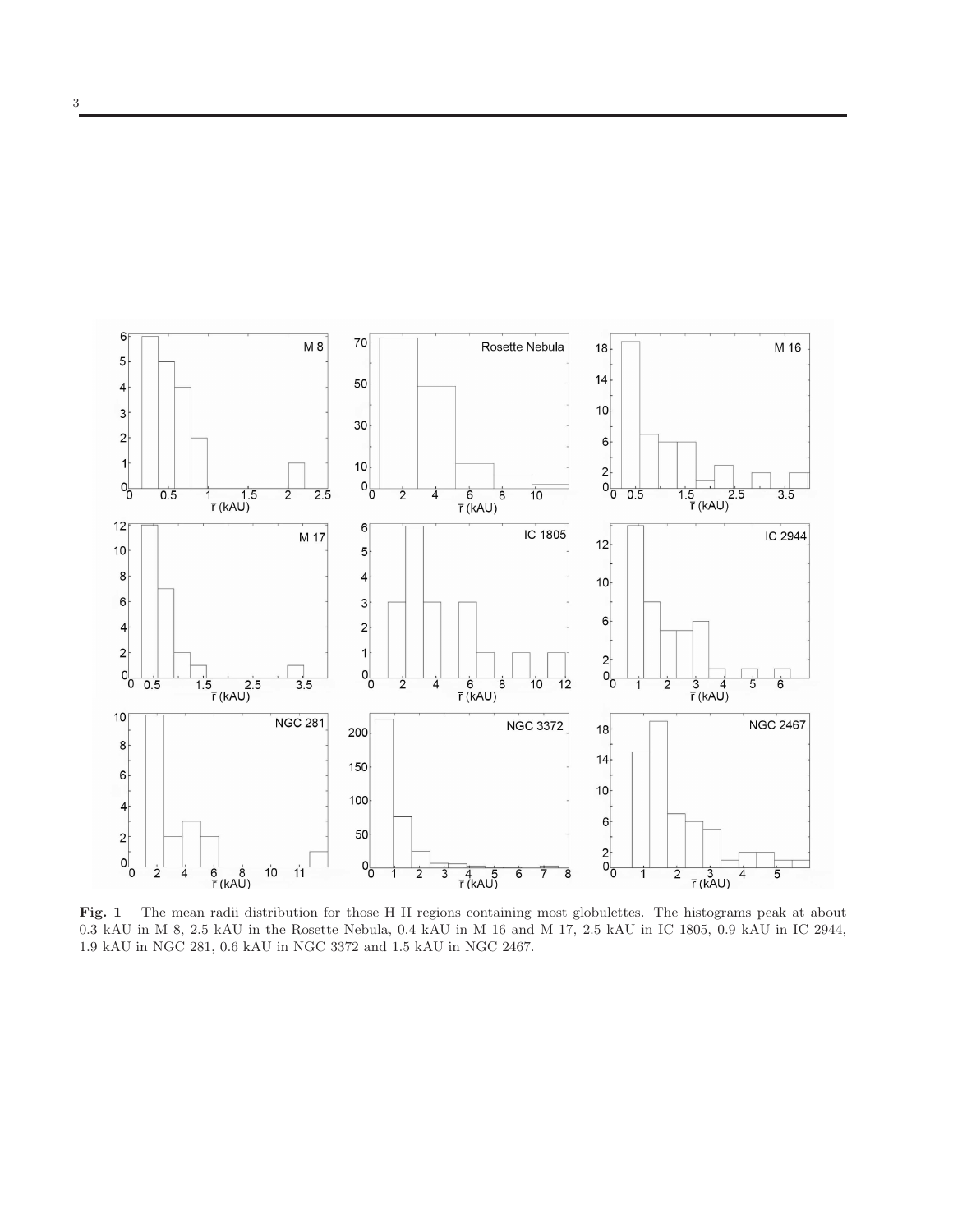**Fig. 1** The mean radii distribution for those H II regions containing most globulettes. The histograms peak at about 0.3 kAU in M 8, 2.5 kAU in the Rosette Nebula, 0.4 kAU in M 16 and M 17, 2.5 kAU in IC 1805, 0.9 kAU in IC 2944, 1.9 kAU in NGC 281, 0.6 kAU in NGC 3372 and 1.5 kAU in NGC 2467.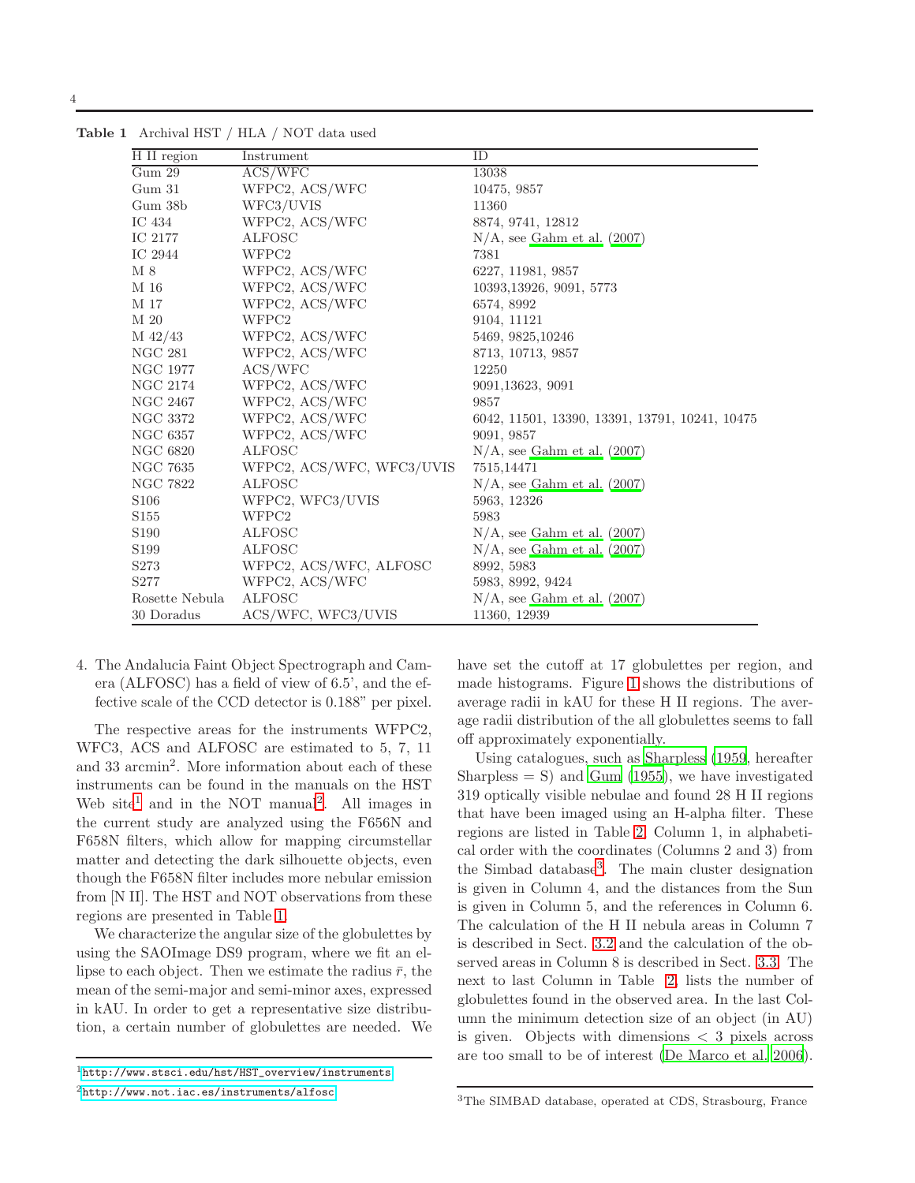**Table 1** Archival HST / HLA / NOT data used

| H II region | Instrument | ID |
|---|---|---|
| Gum 29 | ACS/WFC | 13038 |
| Gum 31 | WFPC2, ACS/WFC | 10475, 9857 |
| Gum 38b | WFC3/UVIS | 11360 |
| IC 434 | WFPC2, ACS/WFC | 8874, 9741, 12812 |
| IC 2177 | ALFOSC | N/A, see Gahm et al. (2007) |
| IC 2944 | WFPC2 | 7381 |
| M 8 | WFPC2, ACS/WFC | 6227, 11981, 9857 |
| M 16 | WFPC2, ACS/WFC | 10393,13926, 9091, 5773 |
| M 17 | WFPC2, ACS/WFC | 6574, 8992 |
| M 20 | WFPC2 | 9104, 11121 |
| M 42/43 | WFPC2, ACS/WFC | 5469, 9825,10246 |
| NGC 281 | WFPC2, ACS/WFC | 8713, 10713, 9857 |
| NGC 1977 | ACS/WFC | 12250 |
| NGC 2174 | WFPC2, ACS/WFC | 9091,13623, 9091 |
| NGC 2467 | WFPC2, ACS/WFC | 9857 |
| NGC 3372 | WFPC2, ACS/WFC | 6042, 11501, 13390, 13391, 13791, 10241, 10475 |
| NGC 6357 | WFPC2, ACS/WFC | 9091, 9857 |
| NGC 6820 | ALFOSC | N/A, see Gahm et al. (2007) |
| NGC 7635 | WFPC2, ACS/WFC, WFC3/UVIS | 7515,14471 |
| NGC 7822 | ALFOSC | N/A, see Gahm et al. (2007) |
| S106 | WFPC2, WFC3/UVIS | 5963, 12326 |
| S155 | WFPC2 | 5983 |
| S190 | ALFOSC | N/A, see Gahm et al. (2007) |
| S199 | ALFOSC | N/A, see Gahm et al. (2007) |
| S273 | WFPC2, ACS/WFC, ALFOSC | 8992, 5983 |
| S277 | WFPC2, ACS/WFC | 5983, 8992, 9424 |
| Rosette Nebula | ALFOSC | N/A, see Gahm et al. (2007) |
| 30 Doradus | ACS/WFC, WFC3/UVIS | 11360, 12939 |

4. The Andalucia Faint Object Spectrograph and Camera (ALFOSC) has a field of view of 6.5', and the effective scale of the CCD detector is 0.188" per pixel.

The respective areas for the instruments WFPC2, WFC3, ACS and ALFOSC are estimated to 5, 7, 11 and 33 arcmin$^2$. More information about each of these instruments can be found in the manuals on the HST Web site[1] and in the NOT manual[2]. All images in the current study are analyzed using the F656N and F658N filters, which allow for mapping circumstellar matter and detecting the dark silhouette objects, even though the F658N filter includes more nebular emission from [N II]. The HST and NOT observations from these regions are presented in Table 1.

We characterize the angular size of the globulettes by using the SAOImage DS9 program, where we fit an ellipse to each object. Then we estimate the radius $\bar{r}$, the mean of the semi-major and semi-minor axes, expressed in kAU. In order to get a representative size distribution, a certain number of globulettes are needed. We have set the cutoff at 17 globulettes per region, and made histograms. Figure 1 shows the distributions of average radii in kAU for these H II regions. The average radii distribution of the all globulettes seems to fall off approximately exponentially.

Using catalogues, such as Sharpless (1959, hereafter Sharpless = S) and Gum (1955), we have investigated 319 optically visible nebulae and found 28 H II regions that have been imaged using an H-alpha filter. These regions are listed in Table 2, Column 1, in alphabetical order with the coordinates (Columns 2 and 3) from the Simbad database[3]. The main cluster designation is given in Column 4, and the distances from the Sun is given in Column 5, and the references in Column 6. The calculation of the H II nebula areas in Column 7 is described in Sect. 3.2 and the calculation of the observed areas in Column 8 is described in Sect. 3.3. The next to last Column in Table 2, lists the number of globulettes found in the observed area. In the last Column the minimum detection size of an object (in AU) is given. Objects with dimensions < 3 pixels across are too small to be of interest (De Marco et al. 2006).

[1] http://www.stsci.edu/hst/HST_overview/instruments

[2] http://www.not.iac.es/instruments/alfosc

[3] The SIMBAD database, operated at CDS, Strasbourg, France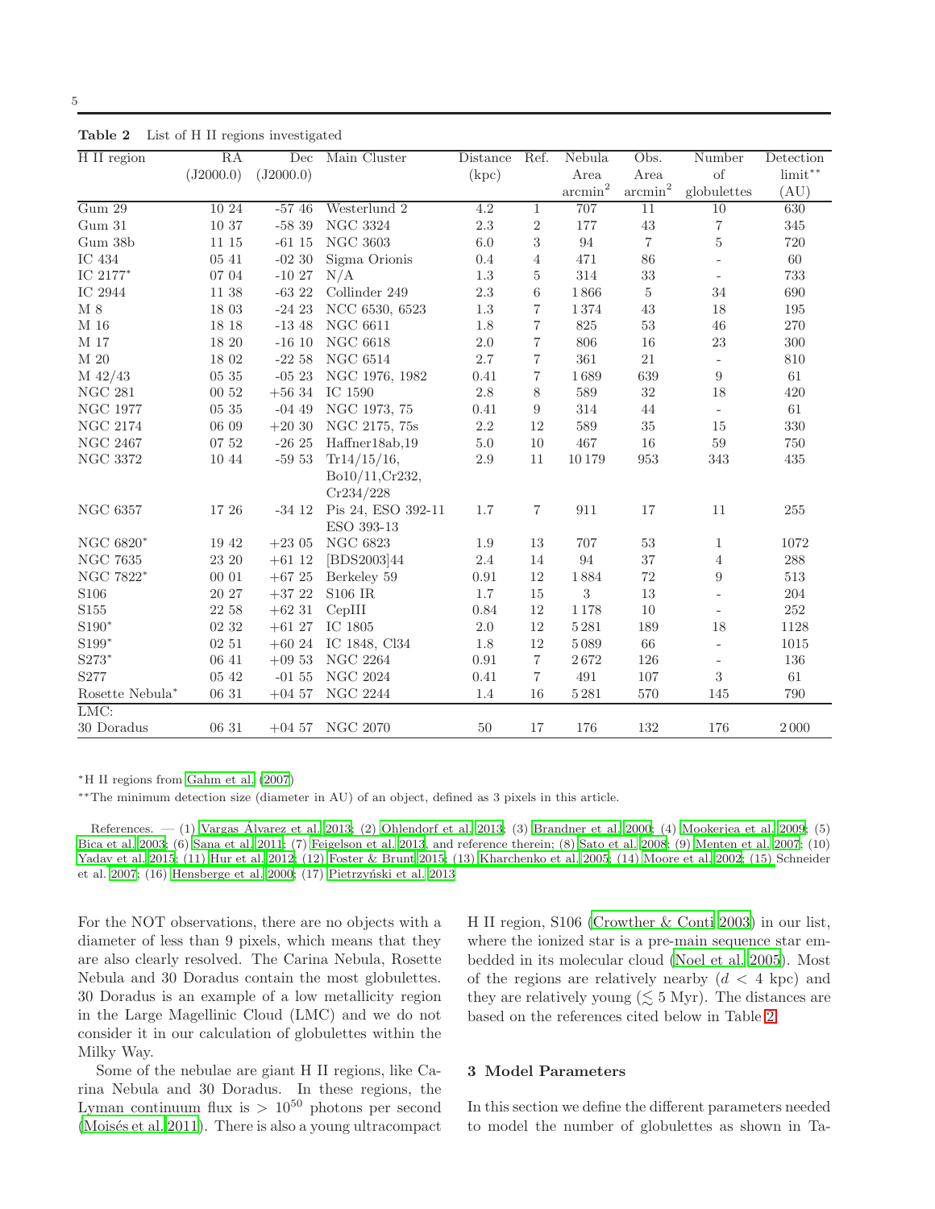**Table 2** List of H II regions investigated

| H II region | RA (J2000.0) | Dec (J2000.0) | Main Cluster | Distance (kpc) | Ref. | Nebula Area $\mathrm{arcmin}^2$ | Obs. Area $\mathrm{arcmin}^2$ | Number of globulettes | Detection limit** (AU) |
|---|---|---|---|---|---|---|---|---|---|
| Gum 29 | 10 24 | -57 46 | Westerlund 2 | 4.2 | 1 | 707 | 11 | 10 | 630 |
| Gum 31 | 10 37 | -58 39 | NGC 3324 | 2.3 | 2 | 177 | 43 | 7 | 345 |
| Gum 38b | 11 15 | -61 15 | NGC 3603 | 6.0 | 3 | 94 | 7 | 5 | 720 |
| IC 434 | 05 41 | -02 30 | Sigma Orionis | 0.4 | 4 | 471 | 86 | - | 60 |
| IC 2177* | 07 04 | -10 27 | N/A | 1.3 | 5 | 314 | 33 | - | 733 |
| IC 2944 | 11 38 | -63 22 | Collinder 249 | 2.3 | 6 | 1 866 | 5 | 34 | 690 |
| M 8 | 18 03 | -24 23 | NCC 6530, 6523 | 1.3 | 7 | 1 374 | 43 | 18 | 195 |
| M 16 | 18 18 | -13 48 | NGC 6611 | 1.8 | 7 | 825 | 53 | 46 | 270 |
| M 17 | 18 20 | -16 10 | NGC 6618 | 2.0 | 7 | 806 | 16 | 23 | 300 |
| M 20 | 18 02 | -22 58 | NGC 6514 | 2.7 | 7 | 361 | 21 | - | 810 |
| M 42/43 | 05 35 | -05 23 | NGC 1976, 1982 | 0.41 | 7 | 1 689 | 639 | 9 | 61 |
| NGC 281 | 00 52 | +56 34 | IC 1590 | 2.8 | 8 | 589 | 32 | 18 | 420 |
| NGC 1977 | 05 35 | -04 49 | NGC 1973, 75 | 0.41 | 9 | 314 | 44 | - | 61 |
| NGC 2174 | 06 09 | +20 30 | NGC 2175, 75s | 2.2 | 12 | 589 | 35 | 15 | 330 |
| NGC 2467 | 07 52 | -26 25 | Haffner18ab,19 | 5.0 | 10 | 467 | 16 | 59 | 750 |
| NGC 3372 | 10 44 | -59 53 | Tr14/15/16, Bo10/11,Cr232, Cr234/228 | 2.9 | 11 | 10 179 | 953 | 343 | 435 |
| NGC 6357 | 17 26 | -34 12 | Pis 24, ESO 392-11 ESO 393-13 | 1.7 | 7 | 911 | 17 | 11 | 255 |
| NGC 6820* | 19 42 | +23 05 | NGC 6823 | 1.9 | 13 | 707 | 53 | 1 | 1072 |
| NGC 7635 | 23 20 | +61 12 | [BDS2003]44 | 2.4 | 14 | 94 | 37 | 4 | 288 |
| NGC 7822* | 00 01 | +67 25 | Berkeley 59 | 0.91 | 12 | 1 884 | 72 | 9 | 513 |
| S106 | 20 27 | +37 22 | S106 IR | 1.7 | 15 | 3 | 13 | - | 204 |
| S155 | 22 58 | +62 31 | CepIII | 0.84 | 12 | 1 178 | 10 | - | 252 |
| S190* | 02 32 | +61 27 | IC 1805 | 2.0 | 12 | 5 281 | 189 | 18 | 1128 |
| S199* | 02 51 | +60 24 | IC 1848, Cl34 | 1.8 | 12 | 5 089 | 66 | - | 1015 |
| S273* | 06 41 | +09 53 | NGC 2264 | 0.91 | 7 | 2 672 | 126 | - | 136 |
| S277 | 05 42 | -01 55 | NGC 2024 | 0.41 | 7 | 491 | 107 | 3 | 61 |
| Rosette Nebula* | 06 31 | +04 57 | NGC 2244 | 1.4 | 16 | 5 281 | 570 | 145 | 790 |
| LMC: | | | | | | | | | |
| 30 Doradus | 06 31 | +04 57 | NGC 2070 | 50 | 17 | 176 | 132 | 176 | 2 000 |

*H II regions from Gahm et al. (2007)

**The minimum detection size (diameter in AU) of an object, defined as 3 pixels in this article.

References. — (1) Vargas Álvarez et al. 2013; (2) Ohlendorf et al. 2013; (3) Brandner et al. 2000; (4) Mookerjea et al. 2009; (5) Bica et al. 2003; (6) Sana et al. 2011; (7) Feigelson et al. 2013, and reference therein; (8) Sato et al. 2008; (9) Menten et al. 2007; (10) Yadav et al. 2015; (11) Hur et al. 2012; (12) Foster & Brunt 2015; (13) Kharchenko et al. 2005; (14) Moore et al. 2002; (15) Schneider et al. 2007; (16) Hensberge et al. 2000; (17) Pietrzyński et al. 2013

For the NOT observations, there are no objects with a diameter of less than 9 pixels, which means that they are also clearly resolved. The Carina Nebula, Rosette Nebula and 30 Doradus contain the most globulettes. 30 Doradus is an example of a low metallicity region in the Large Magellinic Cloud (LMC) and we do not consider it in our calculation of globulettes within the Milky Way.

Some of the nebulae are giant H II regions, like Carina Nebula and 30 Doradus. In these regions, the Lyman continuum flux is $> 10^{50}$ photons per second (Moisés et al. 2011). There is also a young ultracompact H II region, S106 (Crowther & Conti 2003) in our list, where the ionized star is a pre-main sequence star embedded in its molecular cloud (Noel et al. 2005). Most of the regions are relatively nearby ($d < 4$ kpc) and they are relatively young ($\lesssim 5$ Myr). The distances are based on the references cited below in Table 2.

## 3 Model Parameters

In this section we define the different parameters needed to model the number of globulettes as shown in Ta-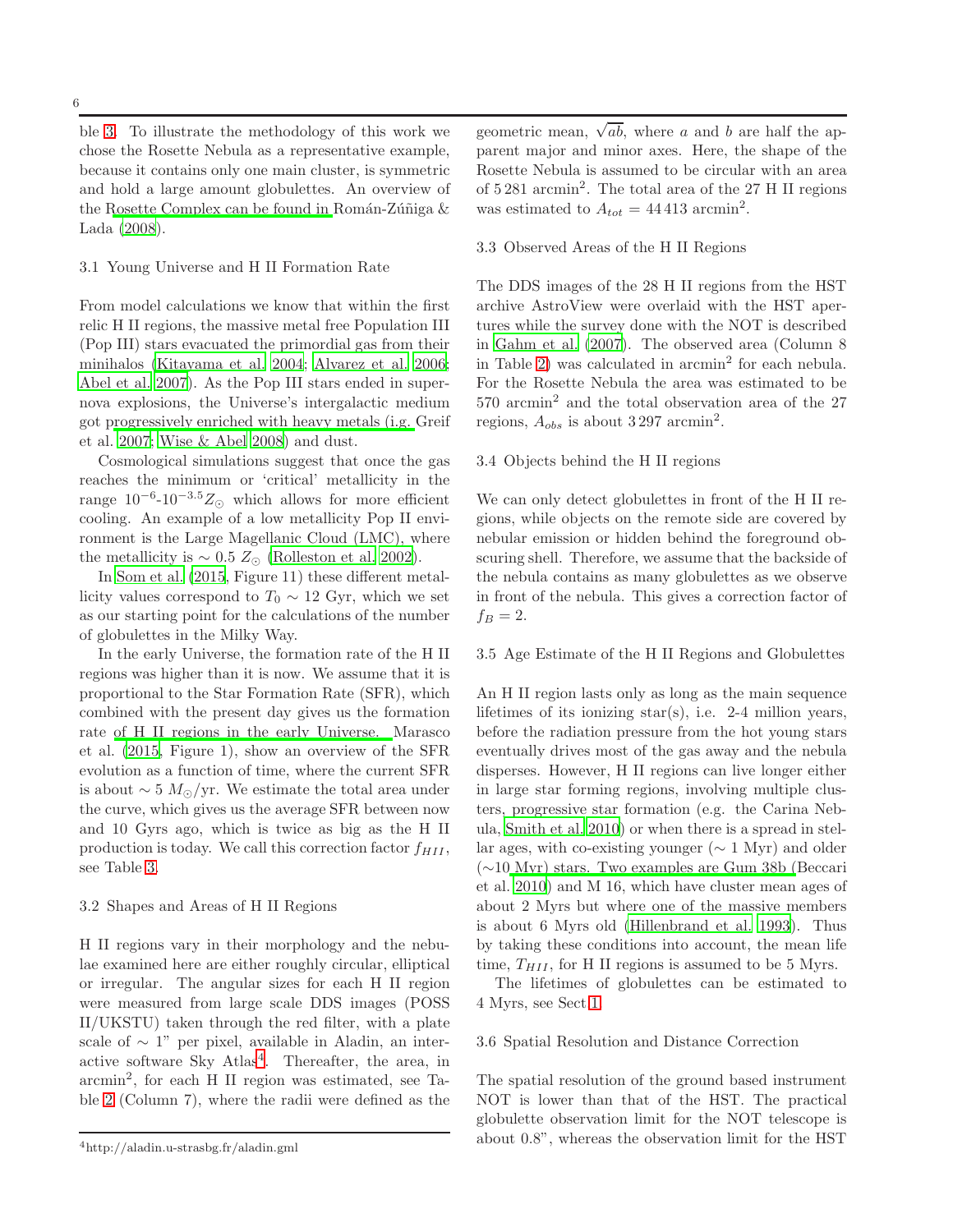ble 3. To illustrate the methodology of this work we chose the Rosette Nebula as a representative example, because it contains only one main cluster, is symmetric and hold a large amount globulettes. An overview of the Rosette Complex can be found in Román-Zúñiga & Lada (2008).

### 3.1 Young Universe and H II Formation Rate

From model calculations we know that within the first relic H II regions, the massive metal free Population III (Pop III) stars evacuated the primordial gas from their minihalos (Kitayama et al. 2004; Alvarez et al. 2006; Abel et al. 2007). As the Pop III stars ended in supernova explosions, the Universe's intergalactic medium got progressively enriched with heavy metals (i.g. Greif et al. 2007; Wise & Abel 2008) and dust.

Cosmological simulations suggest that once the gas reaches the minimum or 'critical' metallicity in the range $10^{-6}$-$10^{-3.5}Z_\odot$ which allows for more efficient cooling. An example of a low metallicity Pop II environment is the Large Magellanic Cloud (LMC), where the metallicity is $\sim 0.5\ Z_\odot$ (Rolleston et al. 2002).

In Som et al. (2015, Figure 11) these different metallicity values correspond to $T_0 \sim 12$ Gyr, which we set as our starting point for the calculations of the number of globulettes in the Milky Way.

In the early Universe, the formation rate of the H II regions was higher than it is now. We assume that it is proportional to the Star Formation Rate (SFR), which combined with the present day gives us the formation rate of H II regions in the early Universe. Marasco et al. (2015, Figure 1), show an overview of the SFR evolution as a function of time, where the current SFR is about $\sim 5\ M_\odot$/yr. We estimate the total area under the curve, which gives us the average SFR between now and 10 Gyrs ago, which is twice as big as the H II production is today. We call this correction factor $f_{HII}$, see Table 3.

### 3.2 Shapes and Areas of H II Regions

H II regions vary in their morphology and the nebulae examined here are either roughly circular, elliptical or irregular. The angular sizes for each H II region were measured from large scale DDS images (POSS II/UKSTU) taken through the red filter, with a plate scale of $\sim$ 1" per pixel, available in Aladin, an interactive software Sky Atlas[4]. Thereafter, the area, in arcmin$^2$, for each H II region was estimated, see Table 2 (Column 7), where the radii were defined as the geometric mean, $\sqrt{ab}$, where $a$ and $b$ are half the apparent major and minor axes. Here, the shape of the Rosette Nebula is assumed to be circular with an area of 5 281 arcmin$^2$. The total area of the 27 H II regions was estimated to $A_{tot} = 44\,413$ arcmin$^2$.

[4]http://aladin.u-strasbg.fr/aladin.gml

### 3.3 Observed Areas of the H II Regions

The DDS images of the 28 H II regions from the HST archive AstroView were overlaid with the HST apertures while the survey done with the NOT is described in Gahm et al. (2007). The observed area (Column 8 in Table 2) was calculated in arcmin$^2$ for each nebula. For the Rosette Nebula the area was estimated to be 570 arcmin$^2$ and the total observation area of the 27 regions, $A_{obs}$ is about 3 297 arcmin$^2$.

### 3.4 Objects behind the H II regions

We can only detect globulettes in front of the H II regions, while objects on the remote side are covered by nebular emission or hidden behind the foreground obscuring shell. Therefore, we assume that the backside of the nebula contains as many globulettes as we observe in front of the nebula. This gives a correction factor of $f_B = 2$.

### 3.5 Age Estimate of the H II Regions and Globulettes

An H II region lasts only as long as the main sequence lifetimes of its ionizing star(s), i.e. 2-4 million years, before the radiation pressure from the hot young stars eventually drives most of the gas away and the nebula disperses. However, H II regions can live longer either in large star forming regions, involving multiple clusters, progressive star formation (e.g. the Carina Nebula, Smith et al. 2010) or when there is a spread in stellar ages, with co-existing younger ($\sim$ 1 Myr) and older ($\sim$10 Myr) stars. Two examples are Gum 38b (Beccari et al. 2010) and M 16, which have cluster mean ages of about 2 Myrs but where one of the massive members is about 6 Myrs old (Hillenbrand et al. 1993). Thus by taking these conditions into account, the mean life time, $T_{HII}$, for H II regions is assumed to be 5 Myrs.

The lifetimes of globulettes can be estimated to 4 Myrs, see Sect 1.

### 3.6 Spatial Resolution and Distance Correction

The spatial resolution of the ground based instrument NOT is lower than that of the HST. The practical globulette observation limit for the NOT telescope is about 0.8", whereas the observation limit for the HST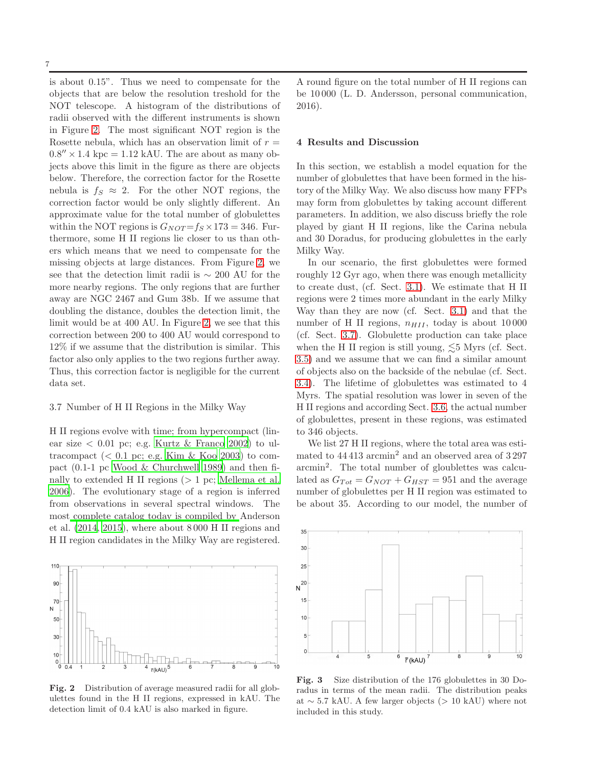is about 0.15". Thus we need to compensate for the objects that are below the resolution treshold for the NOT telescope. A histogram of the distributions of radii observed with the different instruments is shown in Figure 2. The most significant NOT region is the Rosette nebula, which has an observation limit of $r = 0.8'' \times 1.4$ kpc $= 1.12$ kAU. The are about as many objects above this limit in the figure as there are objects below. Therefore, the correction factor for the Rosette nebula is $f_S \approx 2$. For the other NOT regions, the correction factor would be only slightly different. An approximate value for the total number of globulettes within the NOT regions is $G_{NOT}{=}f_S \times 173 = 346$. Furthermore, some H II regions lie closer to us than others which means that we need to compensate for the missing objects at large distances. From Figure 2, we see that the detection limit radii is $\sim 200$ AU for the more nearby regions. The only regions that are further away are NGC 2467 and Gum 38b. If we assume that doubling the distance, doubles the detection limit, the limit would be at 400 AU. In Figure 2, we see that this correction between 200 to 400 AU would correspond to 12% if we assume that the distribution is similar. This factor also only applies to the two regions further away. Thus, this correction factor is negligible for the current data set.

### 3.7 Number of H II Regions in the Milky Way

H II regions evolve with time; from hypercompact (linear size $< 0.01$ pc; e.g. Kurtz & Franco 2002) to ultracompact ($< 0.1$ pc; e.g. Kim & Koo 2003) to compact (0.1-1 pc Wood & Churchwell 1989) and then finally to extended H II regions ($> 1$ pc; Mellema et al. 2006). The evolutionary stage of a region is inferred from observations in several spectral windows. The most complete catalog today is compiled by Anderson et al. (2014, 2015), where about 8 000 H II regions and H II region candidates in the Milky Way are registered.

Fig. 2 Distribution of average measured radii for all globulettes found in the H II regions, expressed in kAU. The detection limit of 0.4 kAU is also marked in figure.

A round figure on the total number of H II regions can be 10 000 (L. D. Andersson, personal communication, 2016).

## 4 Results and Discussion

In this section, we establish a model equation for the number of globulettes that have been formed in the history of the Milky Way. We also discuss how many FFPs may form from globulettes by taking account different parameters. In addition, we also discuss briefly the role played by giant H II regions, like the Carina nebula and 30 Doradus, for producing globulettes in the early Milky Way.

In our scenario, the first globulettes were formed roughly 12 Gyr ago, when there was enough metallicity to create dust, (cf. Sect. 3.1). We estimate that H II regions were 2 times more abundant in the early Milky Way than they are now (cf. Sect. 3.1) and that the number of H II regions, $n_{HII}$, today is about 10 000 (cf. Sect. 3.7). Globulette production can take place when the H II region is still young, $\lesssim$5 Myrs (cf. Sect. 3.5) and we assume that we can find a similar amount of objects also on the backside of the nebulae (cf. Sect. 3.4). The lifetime of globulettes was estimated to 4 Myrs. The spatial resolution was lower in seven of the H II regions and according Sect. 3.6, the actual number of globulettes, present in these regions, was estimated to 346 objects.

We list 27 H II regions, where the total area was estimated to 44 413 arcmin$^2$ and an observed area of 3 297 arcmin$^2$. The total number of gloublettes was calculated as $G_{Tot} = G_{NOT} + G_{HST} = 951$ and the average number of globulettes per H II region was estimated to be about 35. According to our model, the number of

Fig. 3 Size distribution of the 176 globulettes in 30 Doradus in terms of the mean radii. The distribution peaks at $\sim 5.7$ kAU. A few larger objects ($> 10$ kAU) where not included in this study.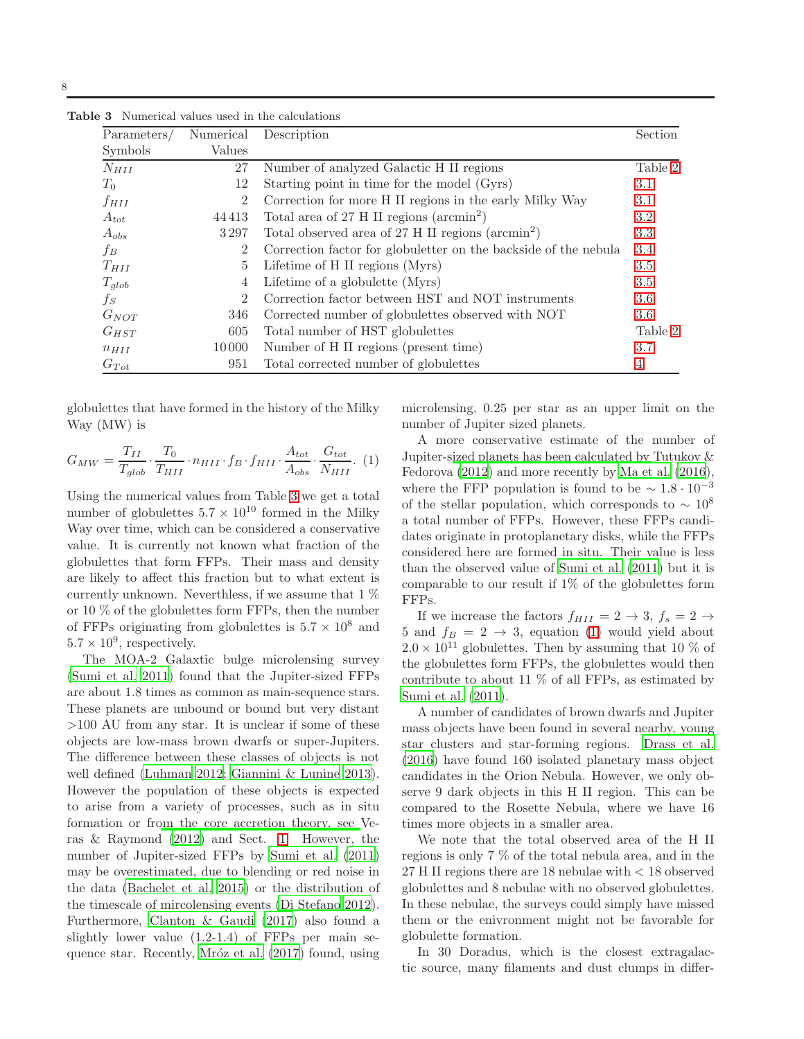**Table 3** Numerical values used in the calculations

| Parameters/ Symbols | Numerical Values | Description | Section |
|---|---|---|---|
| $N_{HII}$ | 27 | Number of analyzed Galactic H II regions | Table 2 |
| $T_0$ | 12 | Starting point in time for the model (Gyrs) | 3.1 |
| $f_{HII}$ | 2 | Correction for more H II regions in the early Milky Way | 3.1 |
| $A_{tot}$ | 44 413 | Total area of 27 H II regions (arcmin$^2$) | 3.2 |
| $A_{obs}$ | 3 297 | Total observed area of 27 H II regions (arcmin$^2$) | 3.3 |
| $f_B$ | 2 | Correction factor for globuletter on the backside of the nebula | 3.4 |
| $T_{HII}$ | 5 | Lifetime of H II regions (Myrs) | 3.5 |
| $T_{glob}$ | 4 | Lifetime of a globulette (Myrs) | 3.5 |
| $f_S$ | 2 | Correction factor between HST and NOT instruments | 3.6 |
| $G_{NOT}$ | 346 | Corrected number of globulettes observed with NOT | 3.6 |
| $G_{HST}$ | 605 | Total number of HST globulettes | Table 2 |
| $n_{HII}$ | 10 000 | Number of H II regions (present time) | 3.7 |
| $G_{Tot}$ | 951 | Total corrected number of globulettes | 4 |

globulettes that have formed in the history of the Milky Way (MW) is

$$G_{MW} = \frac{T_{II}}{T_{glob}} \cdot \frac{T_0}{T_{HII}} \cdot n_{HII} \cdot f_B \cdot f_{HII} \cdot \frac{A_{tot}}{A_{obs}} \cdot \frac{G_{tot}}{N_{HII}}. \quad (1)$$

Using the numerical values from Table 3 we get a total number of globulettes $5.7 \times 10^{10}$ formed in the Milky Way over time, which can be considered a conservative value. It is currently not known what fraction of the globulettes that form FFPs. Their mass and density are likely to affect this fraction but to what extent is currently unknown. Neverthless, if we assume that 1 % or 10 % of the globulettes form FFPs, then the number of FFPs originating from globulettes is $5.7 \times 10^8$ and $5.7 \times 10^9$, respectively.

The MOA-2 Galactic bulge microlensing survey (Sumi et al. 2011) found that the Jupiter-sized FFPs are about 1.8 times as common as main-sequence stars. These planets are unbound or bound but very distant >100 AU from any star. It is unclear if some of these objects are low-mass brown dwarfs or super-Jupiters. The difference between these classes of objects is not well defined (Luhman 2012; Giannini & Lunine 2013). However the population of these objects is expected to arise from a variety of processes, such as in situ formation or from the core accretion theory, see Veras & Raymond (2012) and Sect. 1. However, the number of Jupiter-sized FFPs by Sumi et al. (2011) may be overestimated, due to blending or red noise in the data (Bachelet et al. 2015) or the distribution of the timescale of mircolensing events (Di Stefano 2012). Furthermore, Clanton & Gaudi (2017) also found a slightly lower value (1.2-1.4) of FFPs per main sequence star. Recently, Mróz et al. (2017) found, using microlensing, 0.25 per star as an upper limit on the number of Jupiter sized planets.

A more conservative estimate of the number of Jupiter-sized planets has been calculated by Tutukov & Fedorova (2012) and more recently by Ma et al. (2016), where the FFP population is found to be $\sim 1.8 \cdot 10^{-3}$ of the stellar population, which corresponds to $\sim 10^8$ a total number of FFPs. However, these FFPs candidates originate in protoplanetary disks, while the FFPs considered here are formed in situ. Their value is less than the observed value of Sumi et al. (2011) but it is comparable to our result if 1% of the globulettes form FFPs.

If we increase the factors $f_{HII} = 2 \rightarrow 3$, $f_s = 2 \rightarrow 5$ and $f_B = 2 \rightarrow 3$, equation (1) would yield about $2.0 \times 10^{11}$ globulettes. Then by assuming that 10 % of the globulettes form FFPs, the globulettes would then contribute to about 11 % of all FFPs, as estimated by Sumi et al. (2011).

A number of candidates of brown dwarfs and Jupiter mass objects have been found in several nearby, young star clusters and star-forming regions. Drass et al. (2016) have found 160 isolated planetary mass object candidates in the Orion Nebula. However, we only observe 9 dark objects in this H II region. This can be compared to the Rosette Nebula, where we have 16 times more objects in a smaller area.

We note that the total observed area of the H II regions is only 7 % of the total nebula area, and in the 27 H II regions there are 18 nebulae with < 18 observed globulettes and 8 nebulae with no observed globulettes. In these nebulae, the surveys could simply have missed them or the enivronment might not be favorable for globulette formation.

In 30 Doradus, which is the closest extragalactic source, many filaments and dust clumps in differ-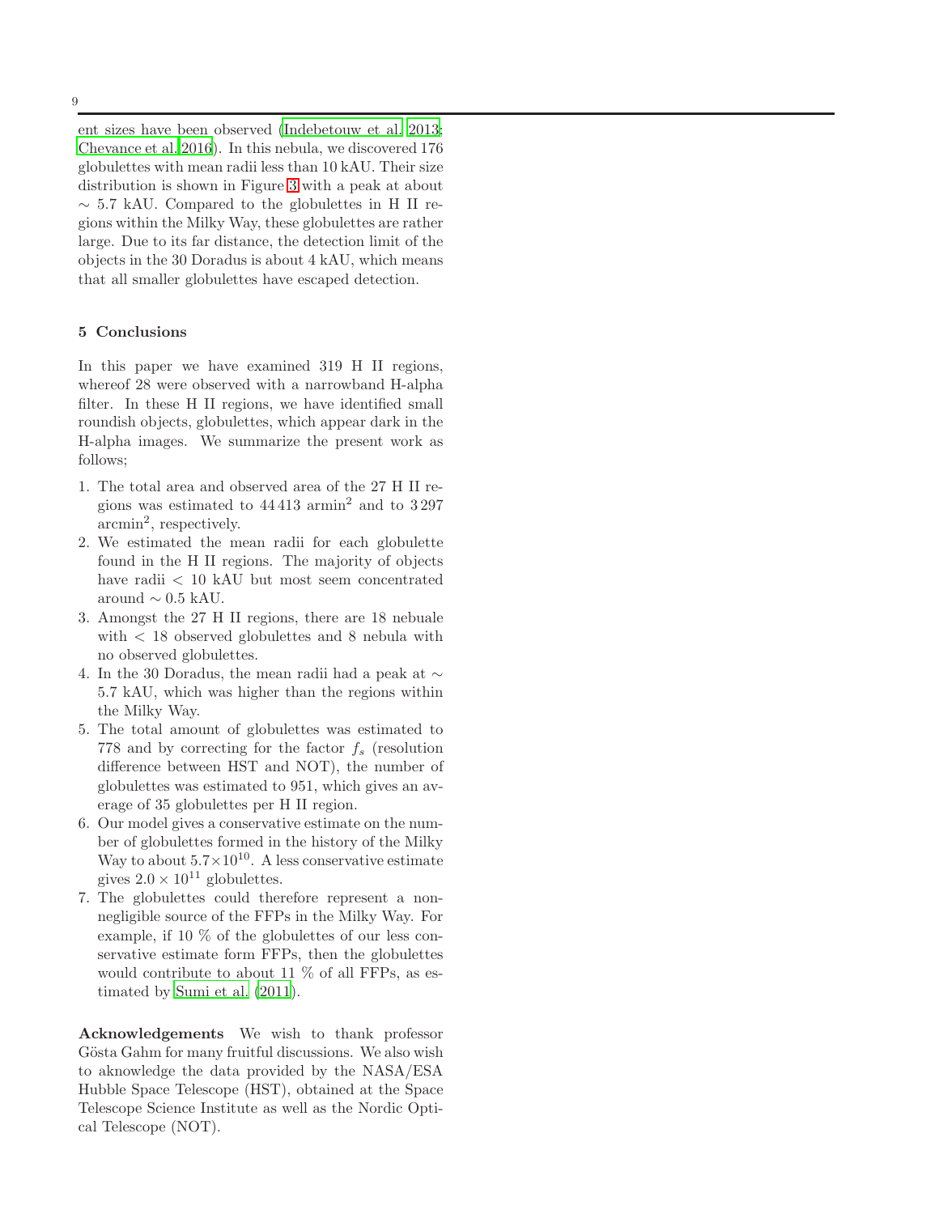ent sizes have been observed (Indebetouw et al. 2013; Chevance et al. 2016). In this nebula, we discovered 176 globulettes with mean radii less than 10 kAU. Their size distribution is shown in Figure 3 with a peak at about $\sim$ 5.7 kAU. Compared to the globulettes in H II regions within the Milky Way, these globulettes are rather large. Due to its far distance, the detection limit of the objects in the 30 Doradus is about 4 kAU, which means that all smaller globulettes have escaped detection.

## 5 Conclusions

In this paper we have examined 319 H II regions, whereof 28 were observed with a narrowband H-alpha filter. In these H II regions, we have identified small roundish objects, globulettes, which appear dark in the H-alpha images. We summarize the present work as follows;

1. The total area and observed area of the 27 H II regions was estimated to 44 413 armin$^2$ and to 3 297 arcmin$^2$, respectively.
2. We estimated the mean radii for each globulette found in the H II regions. The majority of objects have radii $<$ 10 kAU but most seem concentrated around $\sim$ 0.5 kAU.
3. Amongst the 27 H II regions, there are 18 nebuale with $<$ 18 observed globulettes and 8 nebula with no observed globulettes.
4. In the 30 Doradus, the mean radii had a peak at $\sim$ 5.7 kAU, which was higher than the regions within the Milky Way.
5. The total amount of globulettes was estimated to 778 and by correcting for the factor $f_s$ (resolution difference between HST and NOT), the number of globulettes was estimated to 951, which gives an average of 35 globulettes per H II region.
6. Our model gives a conservative estimate on the number of globulettes formed in the history of the Milky Way to about $5.7 \times 10^{10}$. A less conservative estimate gives $2.0 \times 10^{11}$ globulettes.
7. The globulettes could therefore represent a non-negligible source of the FFPs in the Milky Way. For example, if 10 % of the globulettes of our less conservative estimate form FFPs, then the globulettes would contribute to about 11 % of all FFPs, as estimated by Sumi et al. (2011).

**Acknowledgements** We wish to thank professor Gösta Gahm for many fruitful discussions. We also wish to aknowledge the data provided by the NASA/ESA Hubble Space Telescope (HST), obtained at the Space Telescope Science Institute as well as the Nordic Optical Telescope (NOT).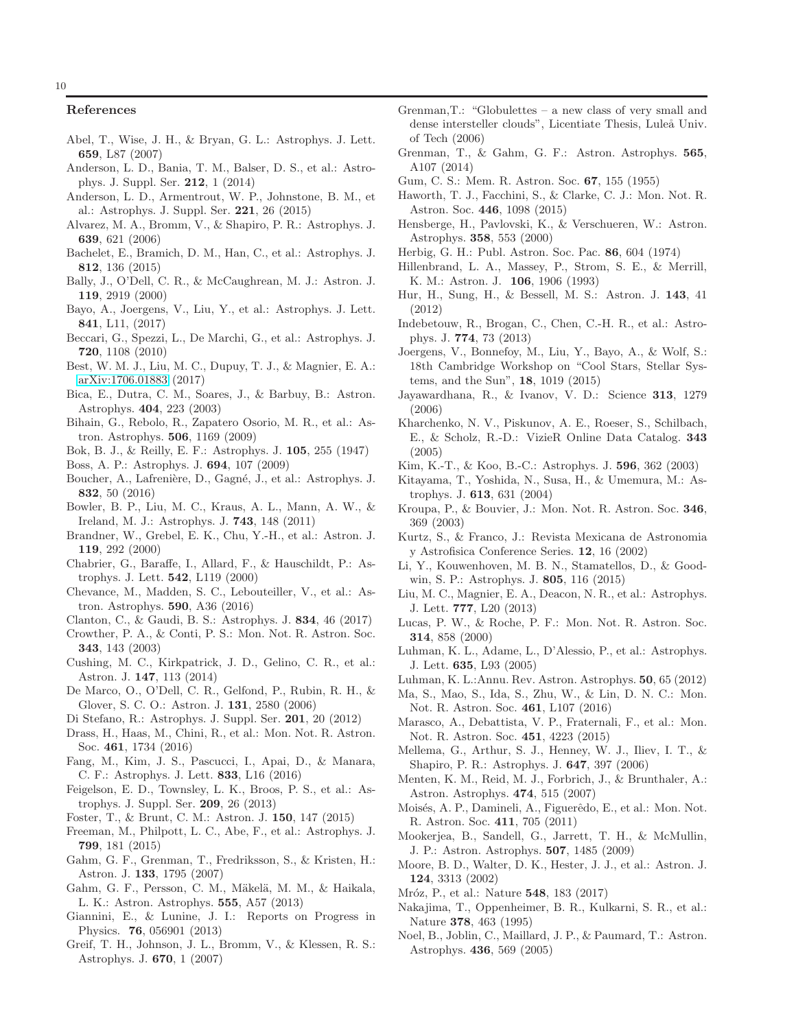## References

Abel, T., Wise, J. H., & Bryan, G. L.: Astrophys. J. Lett. **659**, L87 (2007)

Anderson, L. D., Bania, T. M., Balser, D. S., et al.: Astrophys. J. Suppl. Ser. **212**, 1 (2014)

Anderson, L. D., Armentrout, W. P., Johnstone, B. M., et al.: Astrophys. J. Suppl. Ser. **221**, 26 (2015)

Alvarez, M. A., Bromm, V., & Shapiro, P. R.: Astrophys. J. **639**, 621 (2006)

Bachelet, E., Bramich, D. M., Han, C., et al.: Astrophys. J. **812**, 136 (2015)

Bally, J., O'Dell, C. R., & McCaughrean, M. J.: Astron. J. **119**, 2919 (2000)

Bayo, A., Joergens, V., Liu, Y., et al.: Astrophys. J. Lett. **841**, L11, (2017)

Beccari, G., Spezzi, L., De Marchi, G., et al.: Astrophys. J. **720**, 1108 (2010)

Best, W. M. J., Liu, M. C., Dupuy, T. J., & Magnier, E. A.: arXiv:1706.01883 (2017)

Bica, E., Dutra, C. M., Soares, J., & Barbuy, B.: Astron. Astrophys. **404**, 223 (2003)

Bihain, G., Rebolo, R., Zapatero Osorio, M. R., et al.: Astron. Astrophys. **506**, 1169 (2009)

Bok, B. J., & Reilly, E. F.: Astrophys. J. **105**, 255 (1947)

Boss, A. P.: Astrophys. J. **694**, 107 (2009)

Boucher, A., Lafrenière, D., Gagné, J., et al.: Astrophys. J. **832**, 50 (2016)

Bowler, B. P., Liu, M. C., Kraus, A. L., Mann, A. W., & Ireland, M. J.: Astrophys. J. **743**, 148 (2011)

Brandner, W., Grebel, E. K., Chu, Y.-H., et al.: Astron. J. **119**, 292 (2000)

Chabrier, G., Baraffe, I., Allard, F., & Hauschildt, P.: Astrophys. J. Lett. **542**, L119 (2000)

Chevance, M., Madden, S. C., Lebouteiller, V., et al.: Astron. Astrophys. **590**, A36 (2016)

Clanton, C., & Gaudi, B. S.: Astrophys. J. **834**, 46 (2017)

Crowther, P. A., & Conti, P. S.: Mon. Not. R. Astron. Soc. **343**, 143 (2003)

Cushing, M. C., Kirkpatrick, J. D., Gelino, C. R., et al.: Astron. J. **147**, 113 (2014)

De Marco, O., O'Dell, C. R., Gelfond, P., Rubin, R. H., & Glover, S. C. O.: Astron. J. **131**, 2580 (2006)

Di Stefano, R.: Astrophys. J. Suppl. Ser. **201**, 20 (2012)

Drass, H., Haas, M., Chini, R., et al.: Mon. Not. R. Astron. Soc. **461**, 1734 (2016)

Fang, M., Kim, J. S., Pascucci, I., Apai, D., & Manara, C. F.: Astrophys. J. Lett. **833**, L16 (2016)

Feigelson, E. D., Townsley, L. K., Broos, P. S., et al.: Astrophys. J. Suppl. Ser. **209**, 26 (2013)

Foster, T., & Brunt, C. M.: Astron. J. **150**, 147 (2015)

Freeman, M., Philpott, L. C., Abe, F., et al.: Astrophys. J. **799**, 181 (2015)

Gahm, G. F., Grenman, T., Fredriksson, S., & Kristen, H.: Astron. J. **133**, 1795 (2007)

Gahm, G. F., Persson, C. M., Mäkelä, M. M., & Haikala, L. K.: Astron. Astrophys. **555**, A57 (2013)

Giannini, E., & Lunine, J. I.: Reports on Progress in Physics. **76**, 056901 (2013)

Greif, T. H., Johnson, J. L., Bromm, V., & Klessen, R. S.: Astrophys. J. **670**, 1 (2007)

Grenman,T.: "Globulettes – a new class of very small and dense intersteller clouds", Licentiate Thesis, Luleå Univ. of Tech (2006)

Grenman, T., & Gahm, G. F.: Astron. Astrophys. **565**, A107 (2014)

Gum, C. S.: Mem. R. Astron. Soc. **67**, 155 (1955)

Haworth, T. J., Facchini, S., & Clarke, C. J.: Mon. Not. R. Astron. Soc. **446**, 1098 (2015)

Hensberge, H., Pavlovski, K., & Verschueren, W.: Astron. Astrophys. **358**, 553 (2000)

Herbig, G. H.: Publ. Astron. Soc. Pac. **86**, 604 (1974)

Hillenbrand, L. A., Massey, P., Strom, S. E., & Merrill, K. M.: Astron. J. **106**, 1906 (1993)

Hur, H., Sung, H., & Bessell, M. S.: Astron. J. **143**, 41 (2012)

Indebetouw, R., Brogan, C., Chen, C.-H. R., et al.: Astrophys. J. **774**, 73 (2013)

Joergens, V., Bonnefoy, M., Liu, Y., Bayo, A., & Wolf, S.: 18th Cambridge Workshop on "Cool Stars, Stellar Systems, and the Sun", **18**, 1019 (2015)

Jayawardhana, R., & Ivanov, V. D.: Science **313**, 1279 (2006)

Kharchenko, N. V., Piskunov, A. E., Roeser, S., Schilbach, E., & Scholz, R.-D.: VizieR Online Data Catalog. **343** (2005)

Kim, K.-T., & Koo, B.-C.: Astrophys. J. **596**, 362 (2003)

Kitayama, T., Yoshida, N., Susa, H., & Umemura, M.: Astrophys. J. **613**, 631 (2004)

Kroupa, P., & Bouvier, J.: Mon. Not. R. Astron. Soc. **346**, 369 (2003)

Kurtz, S., & Franco, J.: Revista Mexicana de Astronomia y Astrofisica Conference Series. **12**, 16 (2002)

Li, Y., Kouwenhoven, M. B. N., Stamatellos, D., & Goodwin, S. P.: Astrophys. J. **805**, 116 (2015)

Liu, M. C., Magnier, E. A., Deacon, N. R., et al.: Astrophys. J. Lett. **777**, L20 (2013)

Lucas, P. W., & Roche, P. F.: Mon. Not. R. Astron. Soc. **314**, 858 (2000)

Luhman, K. L., Adame, L., D'Alessio, P., et al.: Astrophys. J. Lett. **635**, L93 (2005)

Luhman, K. L.:Annu. Rev. Astron. Astrophys. **50**, 65 (2012)

Ma, S., Mao, S., Ida, S., Zhu, W., & Lin, D. N. C.: Mon. Not. R. Astron. Soc. **461**, L107 (2016)

Marasco, A., Debattista, V. P., Fraternali, F., et al.: Mon. Not. R. Astron. Soc. **451**, 4223 (2015)

Mellema, G., Arthur, S. J., Henney, W. J., Iliev, I. T., & Shapiro, P. R.: Astrophys. J. **647**, 397 (2006)

Menten, K. M., Reid, M. J., Forbrich, J., & Brunthaler, A.: Astron. Astrophys. **474**, 515 (2007)

Moisés, A. P., Damineli, A., Figuerêdo, E., et al.: Mon. Not. R. Astron. Soc. **411**, 705 (2011)

Mookerjea, B., Sandell, G., Jarrett, T. H., & McMullin, J. P.: Astron. Astrophys. **507**, 1485 (2009)

Moore, B. D., Walter, D. K., Hester, J. J., et al.: Astron. J. **124**, 3313 (2002)

Mróz, P., et al.: Nature **548**, 183 (2017)

Nakajima, T., Oppenheimer, B. R., Kulkarni, S. R., et al.: Nature **378**, 463 (1995)

Noel, B., Joblin, C., Maillard, J. P., & Paumard, T.: Astron. Astrophys. **436**, 569 (2005)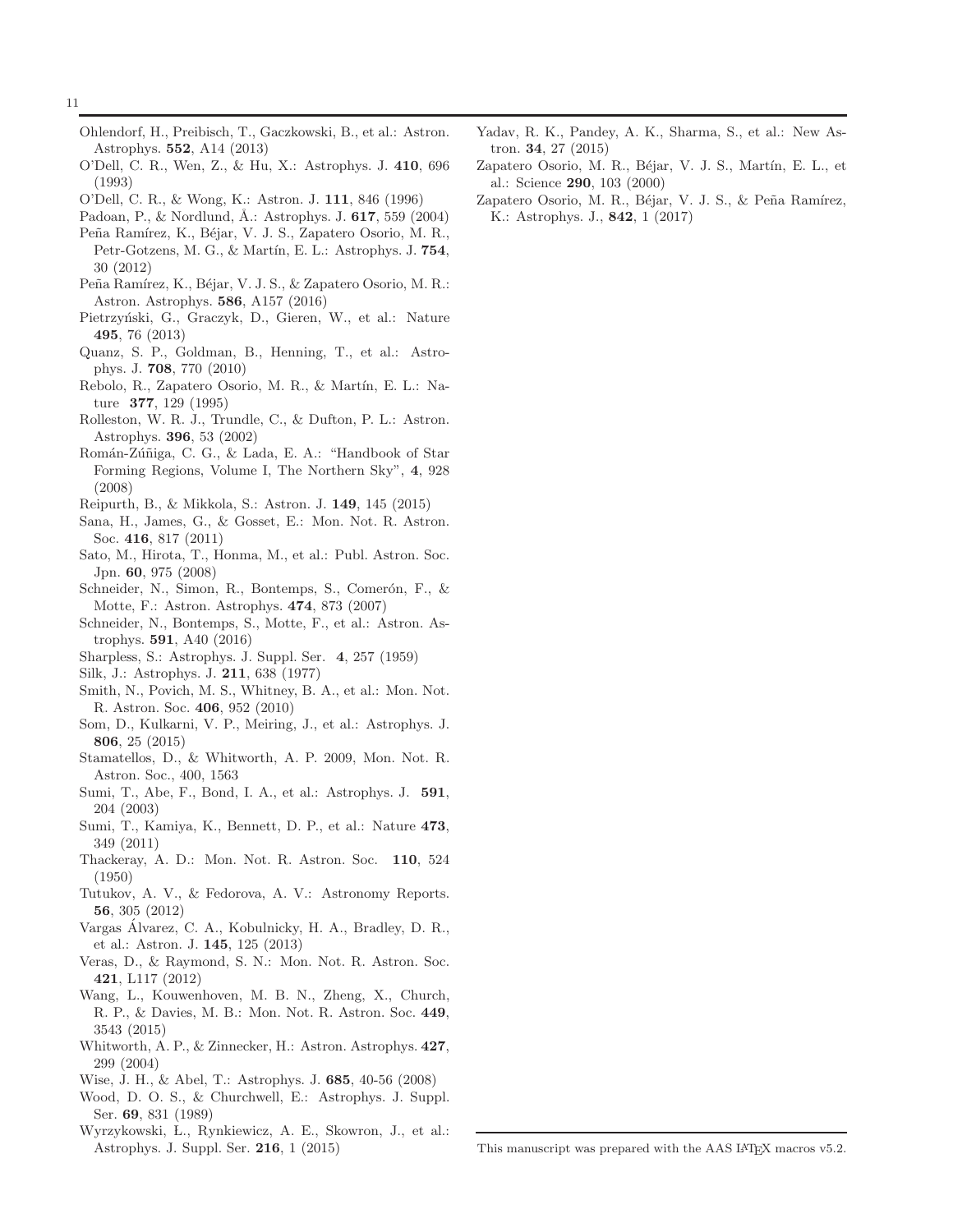Ohlendorf, H., Preibisch, T., Gaczkowski, B., et al.: Astron. Astrophys. **552**, A14 (2013)

O'Dell, C. R., Wen, Z., & Hu, X.: Astrophys. J. **410**, 696 (1993)

O'Dell, C. R., & Wong, K.: Astron. J. **111**, 846 (1996)

Padoan, P., & Nordlund, Å.: Astrophys. J. **617**, 559 (2004)

Peña Ramírez, K., Béjar, V. J. S., Zapatero Osorio, M. R., Petr-Gotzens, M. G., & Martín, E. L.: Astrophys. J. **754**, 30 (2012)

Peña Ramírez, K., Béjar, V. J. S., & Zapatero Osorio, M. R.: Astron. Astrophys. **586**, A157 (2016)

Pietrzyński, G., Graczyk, D., Gieren, W., et al.: Nature **495**, 76 (2013)

Quanz, S. P., Goldman, B., Henning, T., et al.: Astrophys. J. **708**, 770 (2010)

Rebolo, R., Zapatero Osorio, M. R., & Martín, E. L.: Nature **377**, 129 (1995)

Rolleston, W. R. J., Trundle, C., & Dufton, P. L.: Astron. Astrophys. **396**, 53 (2002)

Román-Zúñiga, C. G., & Lada, E. A.: "Handbook of Star Forming Regions, Volume I, The Northern Sky", **4**, 928 (2008)

Reipurth, B., & Mikkola, S.: Astron. J. **149**, 145 (2015)

Sana, H., James, G., & Gosset, E.: Mon. Not. R. Astron. Soc. **416**, 817 (2011)

Sato, M., Hirota, T., Honma, M., et al.: Publ. Astron. Soc. Jpn. **60**, 975 (2008)

Schneider, N., Simon, R., Bontemps, S., Comerón, F., & Motte, F.: Astron. Astrophys. **474**, 873 (2007)

Schneider, N., Bontemps, S., Motte, F., et al.: Astron. Astrophys. **591**, A40 (2016)

Sharpless, S.: Astrophys. J. Suppl. Ser. **4**, 257 (1959)

Silk, J.: Astrophys. J. **211**, 638 (1977)

Smith, N., Povich, M. S., Whitney, B. A., et al.: Mon. Not. R. Astron. Soc. **406**, 952 (2010)

Som, D., Kulkarni, V. P., Meiring, J., et al.: Astrophys. J. **806**, 25 (2015)

Stamatellos, D., & Whitworth, A. P. 2009, Mon. Not. R. Astron. Soc., 400, 1563

Sumi, T., Abe, F., Bond, I. A., et al.: Astrophys. J. **591**, 204 (2003)

Sumi, T., Kamiya, K., Bennett, D. P., et al.: Nature **473**, 349 (2011)

Thackeray, A. D.: Mon. Not. R. Astron. Soc. **110**, 524 (1950)

Tutukov, A. V., & Fedorova, A. V.: Astronomy Reports. **56**, 305 (2012)

Vargas Álvarez, C. A., Kobulnicky, H. A., Bradley, D. R., et al.: Astron. J. **145**, 125 (2013)

Veras, D., & Raymond, S. N.: Mon. Not. R. Astron. Soc. **421**, L117 (2012)

Wang, L., Kouwenhoven, M. B. N., Zheng, X., Church, R. P., & Davies, M. B.: Mon. Not. R. Astron. Soc. **449**, 3543 (2015)

Whitworth, A. P., & Zinnecker, H.: Astron. Astrophys. **427**, 299 (2004)

Wise, J. H., & Abel, T.: Astrophys. J. **685**, 40-56 (2008)

Wood, D. O. S., & Churchwell, E.: Astrophys. J. Suppl. Ser. **69**, 831 (1989)

Wyrzykowski, Ł., Rynkiewicz, A. E., Skowron, J., et al.: Astrophys. J. Suppl. Ser. **216**, 1 (2015)

Yadav, R. K., Pandey, A. K., Sharma, S., et al.: New Astron. **34**, 27 (2015)

Zapatero Osorio, M. R., Béjar, V. J. S., Martín, E. L., et al.: Science **290**, 103 (2000)

Zapatero Osorio, M. R., Béjar, V. J. S., & Peña Ramírez, K.: Astrophys. J., **842**, 1 (2017)

This manuscript was prepared with the AAS LaTeX macros v5.2.